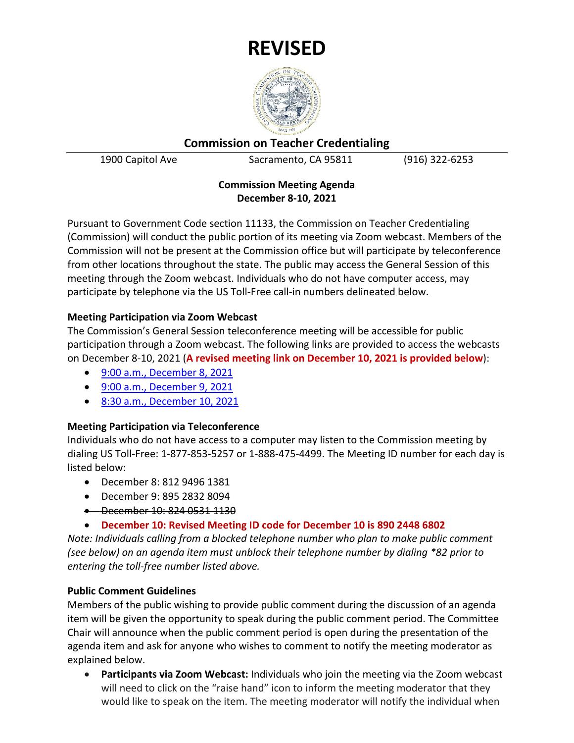# REVISED

## Commission on Teacher Credentialing

1900 Capitol Ave | Sacramento, CA 95811 | (916) 322-6253

**Commission Meeting Agenda**
**December 8-10, 2021**

Pursuant to Government Code section 11133, the Commission on Teacher Credentialing (Commission) will conduct the public portion of its meeting via Zoom webcast. Members of the Commission will not be present at the Commission office but will participate by teleconference from other locations throughout the state. The public may access the General Session of this meeting through the Zoom webcast. Individuals who do not have computer access, may participate by telephone via the US Toll-Free call-in numbers delineated below.

**Meeting Participation via Zoom Webcast**

The Commission's General Session teleconference meeting will be accessible for public participation through a Zoom webcast. The following links are provided to access the webcasts on December 8-10, 2021 (**A revised meeting link on December 10, 2021 is provided below**):

- 9:00 a.m., December 8, 2021
- 9:00 a.m., December 9, 2021
- 8:30 a.m., December 10, 2021

**Meeting Participation via Teleconference**

Individuals who do not have access to a computer may listen to the Commission meeting by dialing US Toll-Free: 1-877-853-5257 or 1-888-475-4499. The Meeting ID number for each day is listed below:

- December 8: 812 9496 1381
- December 9: 895 2832 8094
- ~~December 10: 824 0531 1130~~
- **December 10: Revised Meeting ID code for December 10 is 890 2448 6802**

*Note: Individuals calling from a blocked telephone number who plan to make public comment (see below) on an agenda item must unblock their telephone number by dialing *82 prior to entering the toll-free number listed above.*

**Public Comment Guidelines**

Members of the public wishing to provide public comment during the discussion of an agenda item will be given the opportunity to speak during the public comment period. The Committee Chair will announce when the public comment period is open during the presentation of the agenda item and ask for anyone who wishes to comment to notify the meeting moderator as explained below.

- **Participants via Zoom Webcast:** Individuals who join the meeting via the Zoom webcast will need to click on the "raise hand" icon to inform the meeting moderator that they would like to speak on the item. The meeting moderator will notify the individual when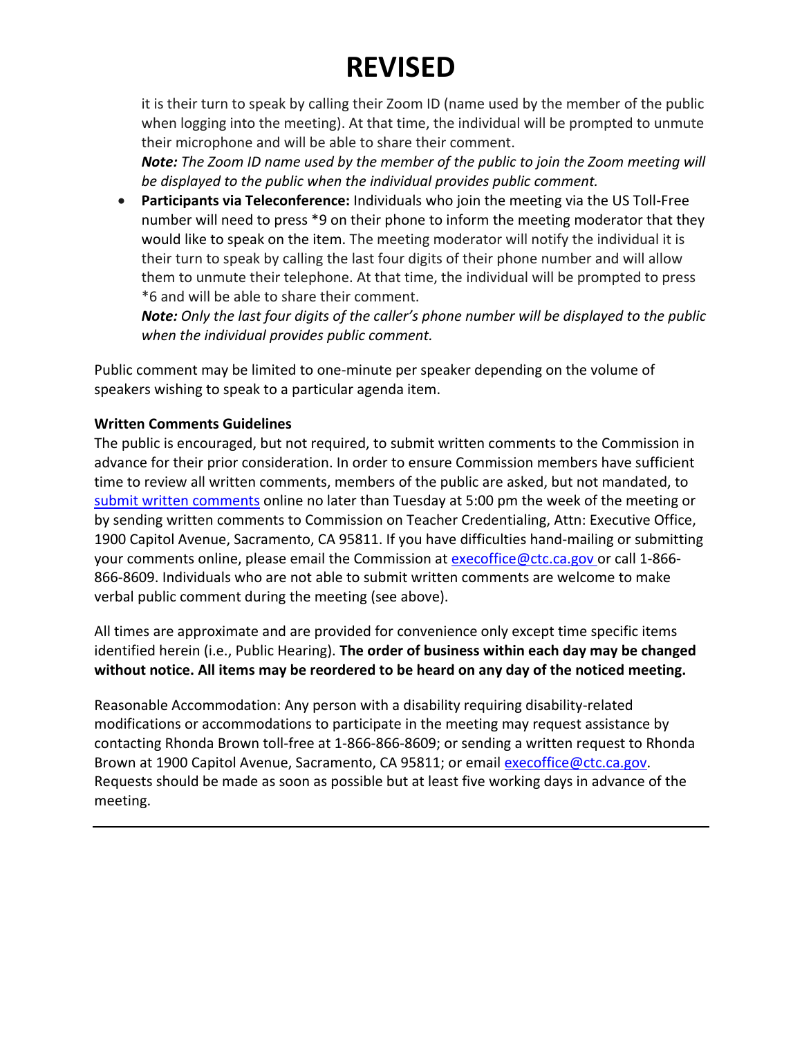# REVISED

it is their turn to speak by calling their Zoom ID (name used by the member of the public when logging into the meeting). At that time, the individual will be prompted to unmute their microphone and will be able to share their comment.
***Note:*** *The Zoom ID name used by the member of the public to join the Zoom meeting will be displayed to the public when the individual provides public comment.*

- **Participants via Teleconference:** Individuals who join the meeting via the US Toll-Free number will need to press *9 on their phone to inform the meeting moderator that they would like to speak on the item. The meeting moderator will notify the individual it is their turn to speak by calling the last four digits of their phone number and will allow them to unmute their telephone. At that time, the individual will be prompted to press *6 and will be able to share their comment.
***Note:*** *Only the last four digits of the caller's phone number will be displayed to the public when the individual provides public comment.*

Public comment may be limited to one-minute per speaker depending on the volume of speakers wishing to speak to a particular agenda item.

**Written Comments Guidelines**
The public is encouraged, but not required, to submit written comments to the Commission in advance for their prior consideration. In order to ensure Commission members have sufficient time to review all written comments, members of the public are asked, but not mandated, to submit written comments online no later than Tuesday at 5:00 pm the week of the meeting or by sending written comments to Commission on Teacher Credentialing, Attn: Executive Office, 1900 Capitol Avenue, Sacramento, CA 95811. If you have difficulties hand-mailing or submitting your comments online, please email the Commission at execoffice@ctc.ca.gov or call 1-866-866-8609. Individuals who are not able to submit written comments are welcome to make verbal public comment during the meeting (see above).

All times are approximate and are provided for convenience only except time specific items identified herein (i.e., Public Hearing). **The order of business within each day may be changed without notice. All items may be reordered to be heard on any day of the noticed meeting.**

Reasonable Accommodation: Any person with a disability requiring disability-related modifications or accommodations to participate in the meeting may request assistance by contacting Rhonda Brown toll-free at 1-866-866-8609; or sending a written request to Rhonda Brown at 1900 Capitol Avenue, Sacramento, CA 95811; or email execoffice@ctc.ca.gov. Requests should be made as soon as possible but at least five working days in advance of the meeting.

---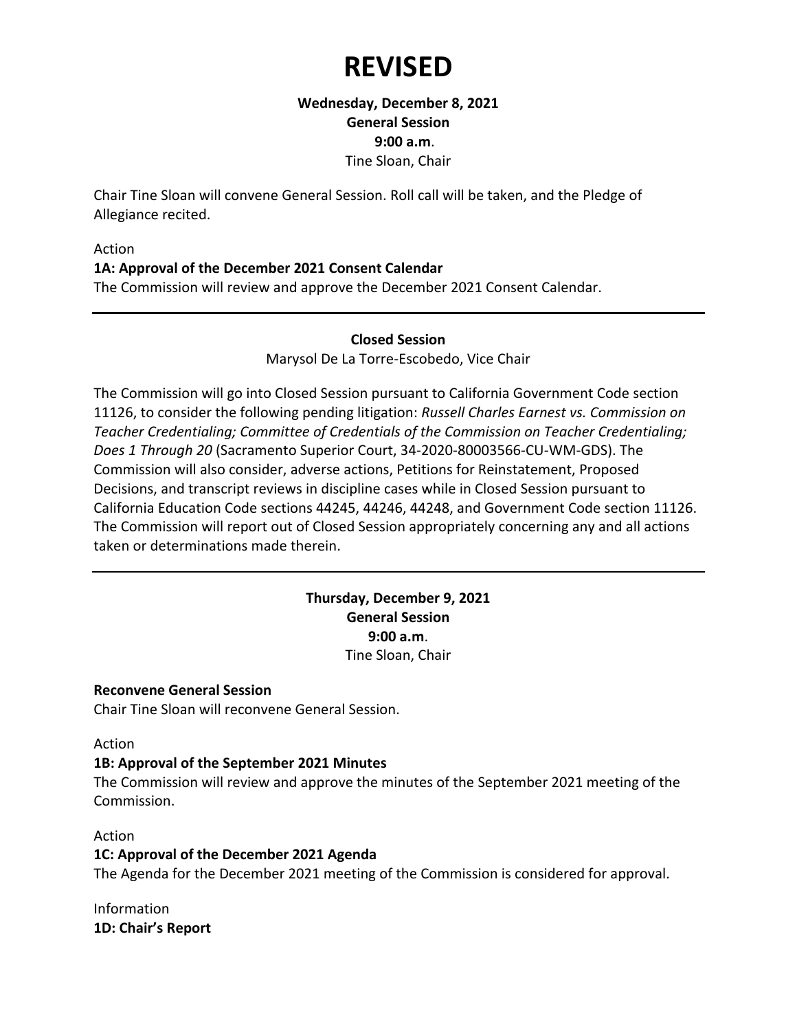# REVISED

**Wednesday, December 8, 2021**
**General Session**
**9:00 a.m.**
Tine Sloan, Chair

Chair Tine Sloan will convene General Session. Roll call will be taken, and the Pledge of Allegiance recited.

Action
**1A: Approval of the December 2021 Consent Calendar**
The Commission will review and approve the December 2021 Consent Calendar.

---

**Closed Session**
Marysol De La Torre-Escobedo, Vice Chair

The Commission will go into Closed Session pursuant to California Government Code section 11126, to consider the following pending litigation: *Russell Charles Earnest vs. Commission on Teacher Credentialing; Committee of Credentials of the Commission on Teacher Credentialing; Does 1 Through 20* (Sacramento Superior Court, 34-2020-80003566-CU-WM-GDS). The Commission will also consider, adverse actions, Petitions for Reinstatement, Proposed Decisions, and transcript reviews in discipline cases while in Closed Session pursuant to California Education Code sections 44245, 44246, 44248, and Government Code section 11126. The Commission will report out of Closed Session appropriately concerning any and all actions taken or determinations made therein.

---

**Thursday, December 9, 2021**
**General Session**
**9:00 a.m.**
Tine Sloan, Chair

**Reconvene General Session**
Chair Tine Sloan will reconvene General Session.

Action
**1B: Approval of the September 2021 Minutes**
The Commission will review and approve the minutes of the September 2021 meeting of the Commission.

Action
**1C: Approval of the December 2021 Agenda**
The Agenda for the December 2021 meeting of the Commission is considered for approval.

Information
**1D: Chair's Report**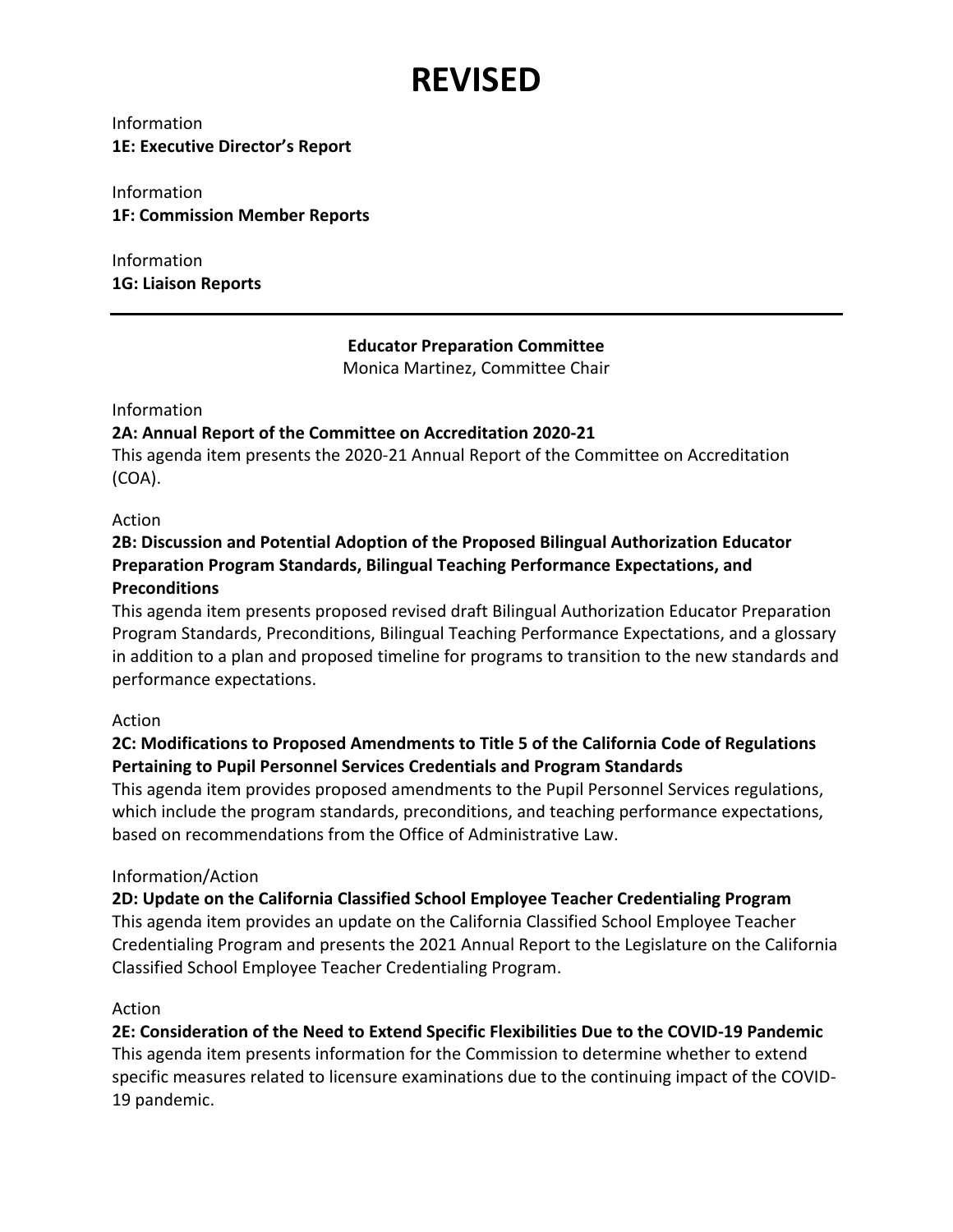# REVISED

Information
**1E: Executive Director's Report**

Information
**1F: Commission Member Reports**

Information
**1G: Liaison Reports**

---

**Educator Preparation Committee**
Monica Martinez, Committee Chair

Information
**2A: Annual Report of the Committee on Accreditation 2020-21**
This agenda item presents the 2020-21 Annual Report of the Committee on Accreditation (COA).

Action
**2B: Discussion and Potential Adoption of the Proposed Bilingual Authorization Educator Preparation Program Standards, Bilingual Teaching Performance Expectations, and Preconditions**
This agenda item presents proposed revised draft Bilingual Authorization Educator Preparation Program Standards, Preconditions, Bilingual Teaching Performance Expectations, and a glossary in addition to a plan and proposed timeline for programs to transition to the new standards and performance expectations.

Action
**2C: Modifications to Proposed Amendments to Title 5 of the California Code of Regulations Pertaining to Pupil Personnel Services Credentials and Program Standards**
This agenda item provides proposed amendments to the Pupil Personnel Services regulations, which include the program standards, preconditions, and teaching performance expectations, based on recommendations from the Office of Administrative Law.

Information/Action
**2D: Update on the California Classified School Employee Teacher Credentialing Program**
This agenda item provides an update on the California Classified School Employee Teacher Credentialing Program and presents the 2021 Annual Report to the Legislature on the California Classified School Employee Teacher Credentialing Program.

Action
**2E: Consideration of the Need to Extend Specific Flexibilities Due to the COVID-19 Pandemic**
This agenda item presents information for the Commission to determine whether to extend specific measures related to licensure examinations due to the continuing impact of the COVID-19 pandemic.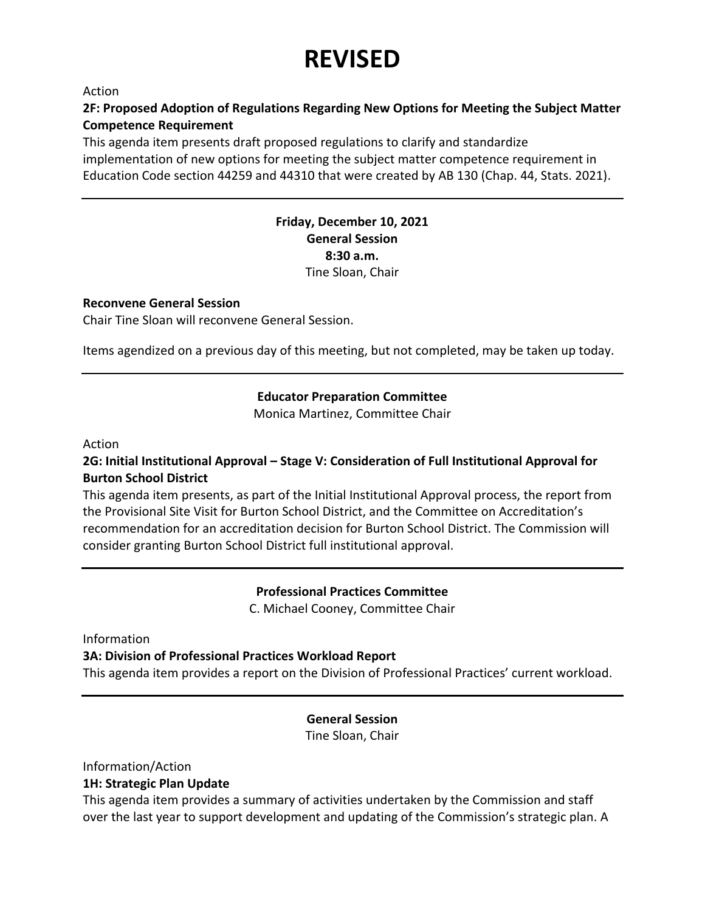# REVISED

Action

**2F: Proposed Adoption of Regulations Regarding New Options for Meeting the Subject Matter Competence Requirement**

This agenda item presents draft proposed regulations to clarify and standardize implementation of new options for meeting the subject matter competence requirement in Education Code section 44259 and 44310 that were created by AB 130 (Chap. 44, Stats. 2021).

---

**Friday, December 10, 2021**
**General Session**
**8:30 a.m.**
Tine Sloan, Chair

**Reconvene General Session**

Chair Tine Sloan will reconvene General Session.

Items agendized on a previous day of this meeting, but not completed, may be taken up today.

---

**Educator Preparation Committee**
Monica Martinez, Committee Chair

Action

**2G: Initial Institutional Approval – Stage V: Consideration of Full Institutional Approval for Burton School District**

This agenda item presents, as part of the Initial Institutional Approval process, the report from the Provisional Site Visit for Burton School District, and the Committee on Accreditation's recommendation for an accreditation decision for Burton School District. The Commission will consider granting Burton School District full institutional approval.

---

**Professional Practices Committee**
C. Michael Cooney, Committee Chair

Information

**3A: Division of Professional Practices Workload Report**

This agenda item provides a report on the Division of Professional Practices' current workload.

---

**General Session**
Tine Sloan, Chair

Information/Action

**1H: Strategic Plan Update**

This agenda item provides a summary of activities undertaken by the Commission and staff over the last year to support development and updating of the Commission's strategic plan. A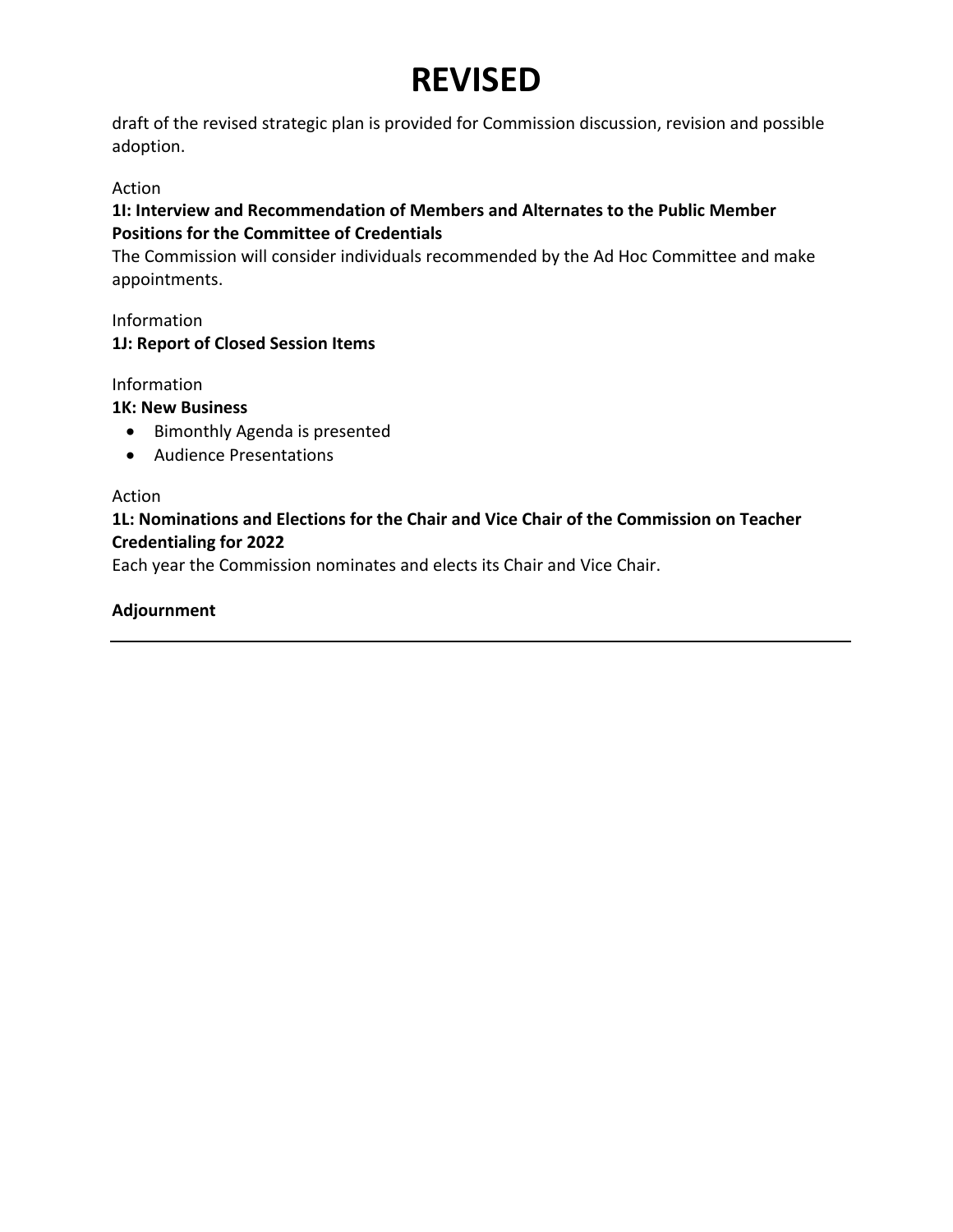# REVISED

draft of the revised strategic plan is provided for Commission discussion, revision and possible adoption.

Action

**1I: Interview and Recommendation of Members and Alternates to the Public Member Positions for the Committee of Credentials**

The Commission will consider individuals recommended by the Ad Hoc Committee and make appointments.

Information

**1J: Report of Closed Session Items**

Information

**1K: New Business**

- Bimonthly Agenda is presented
- Audience Presentations

Action

**1L: Nominations and Elections for the Chair and Vice Chair of the Commission on Teacher Credentialing for 2022**

Each year the Commission nominates and elects its Chair and Vice Chair.

**Adjournment**

---